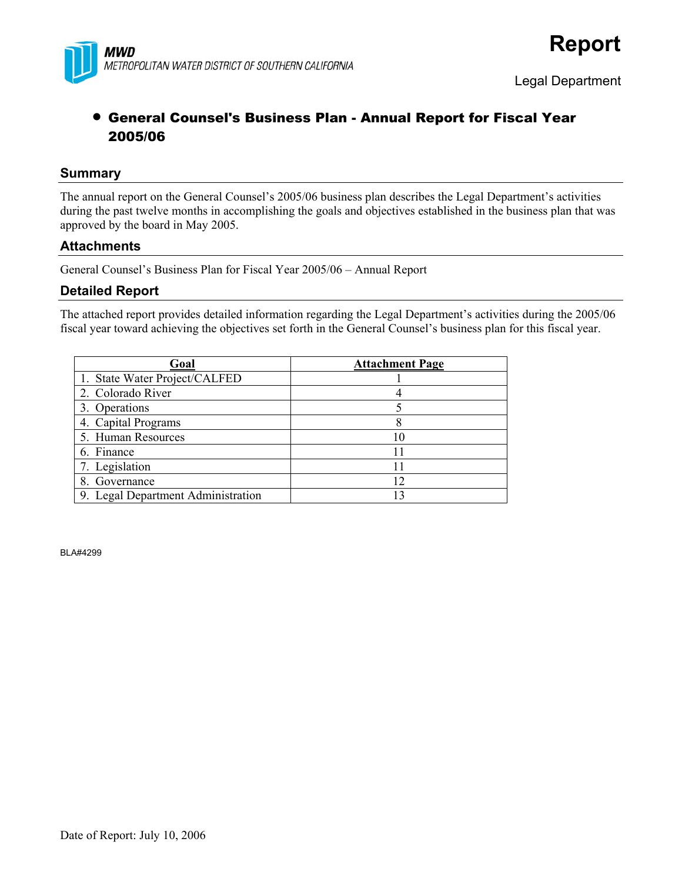**MWD**
*METROPOLITAN WATER DISTRICT OF SOUTHERN CALIFORNIA*

# Report

Legal Department

## • General Counsel's Business Plan - Annual Report for Fiscal Year 2005/06

### Summary

The annual report on the General Counsel's 2005/06 business plan describes the Legal Department's activities during the past twelve months in accomplishing the goals and objectives established in the business plan that was approved by the board in May 2005.

### Attachments

General Counsel's Business Plan for Fiscal Year 2005/06 – Annual Report

### Detailed Report

The attached report provides detailed information regarding the Legal Department's activities during the 2005/06 fiscal year toward achieving the objectives set forth in the General Counsel's business plan for this fiscal year.

| Goal | Attachment Page |
|---|---|
| 1. State Water Project/CALFED | 1 |
| 2. Colorado River | 4 |
| 3. Operations | 5 |
| 4. Capital Programs | 8 |
| 5. Human Resources | 10 |
| 6. Finance | 11 |
| 7. Legislation | 11 |
| 8. Governance | 12 |
| 9. Legal Department Administration | 13 |

BLA#4299

Date of Report: July 10, 2006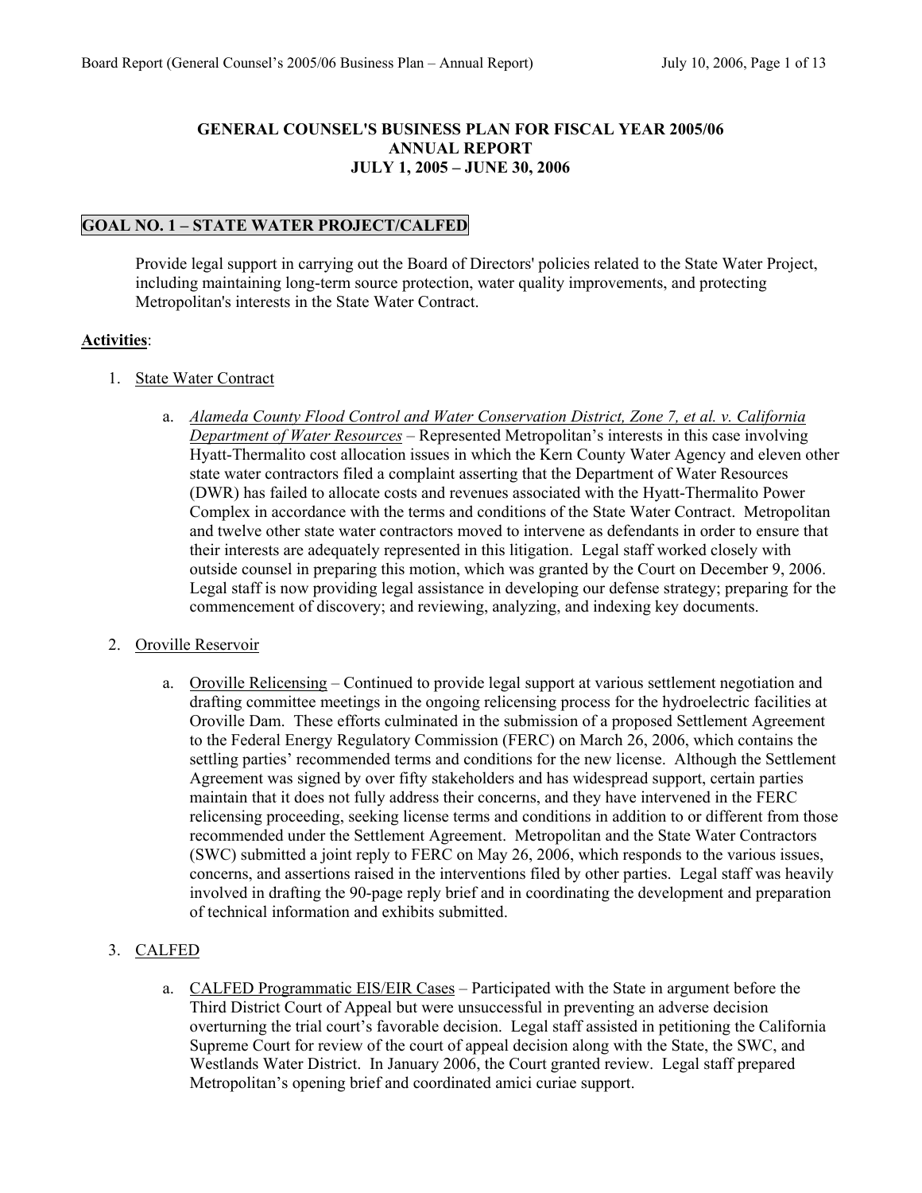**GENERAL COUNSEL'S BUSINESS PLAN FOR FISCAL YEAR 2005/06**
**ANNUAL REPORT**
**JULY 1, 2005 – JUNE 30, 2006**

## GOAL NO. 1 – STATE WATER PROJECT/CALFED

Provide legal support in carrying out the Board of Directors' policies related to the State Water Project, including maintaining long-term source protection, water quality improvements, and protecting Metropolitan's interests in the State Water Contract.

**Activities**:

1. State Water Contract

   a. *Alameda County Flood Control and Water Conservation District, Zone 7, et al. v. California Department of Water Resources* – Represented Metropolitan's interests in this case involving Hyatt-Thermalito cost allocation issues in which the Kern County Water Agency and eleven other state water contractors filed a complaint asserting that the Department of Water Resources (DWR) has failed to allocate costs and revenues associated with the Hyatt-Thermalito Power Complex in accordance with the terms and conditions of the State Water Contract. Metropolitan and twelve other state water contractors moved to intervene as defendants in order to ensure that their interests are adequately represented in this litigation. Legal staff worked closely with outside counsel in preparing this motion, which was granted by the Court on December 9, 2006. Legal staff is now providing legal assistance in developing our defense strategy; preparing for the commencement of discovery; and reviewing, analyzing, and indexing key documents.

2. Oroville Reservoir

   a. Oroville Relicensing – Continued to provide legal support at various settlement negotiation and drafting committee meetings in the ongoing relicensing process for the hydroelectric facilities at Oroville Dam. These efforts culminated in the submission of a proposed Settlement Agreement to the Federal Energy Regulatory Commission (FERC) on March 26, 2006, which contains the settling parties' recommended terms and conditions for the new license. Although the Settlement Agreement was signed by over fifty stakeholders and has widespread support, certain parties maintain that it does not fully address their concerns, and they have intervened in the FERC relicensing proceeding, seeking license terms and conditions in addition to or different from those recommended under the Settlement Agreement. Metropolitan and the State Water Contractors (SWC) submitted a joint reply to FERC on May 26, 2006, which responds to the various issues, concerns, and assertions raised in the interventions filed by other parties. Legal staff was heavily involved in drafting the 90-page reply brief and in coordinating the development and preparation of technical information and exhibits submitted.

3. CALFED

   a. CALFED Programmatic EIS/EIR Cases – Participated with the State in argument before the Third District Court of Appeal but were unsuccessful in preventing an adverse decision overturning the trial court's favorable decision. Legal staff assisted in petitioning the California Supreme Court for review of the court of appeal decision along with the State, the SWC, and Westlands Water District. In January 2006, the Court granted review. Legal staff prepared Metropolitan's opening brief and coordinated amici curiae support.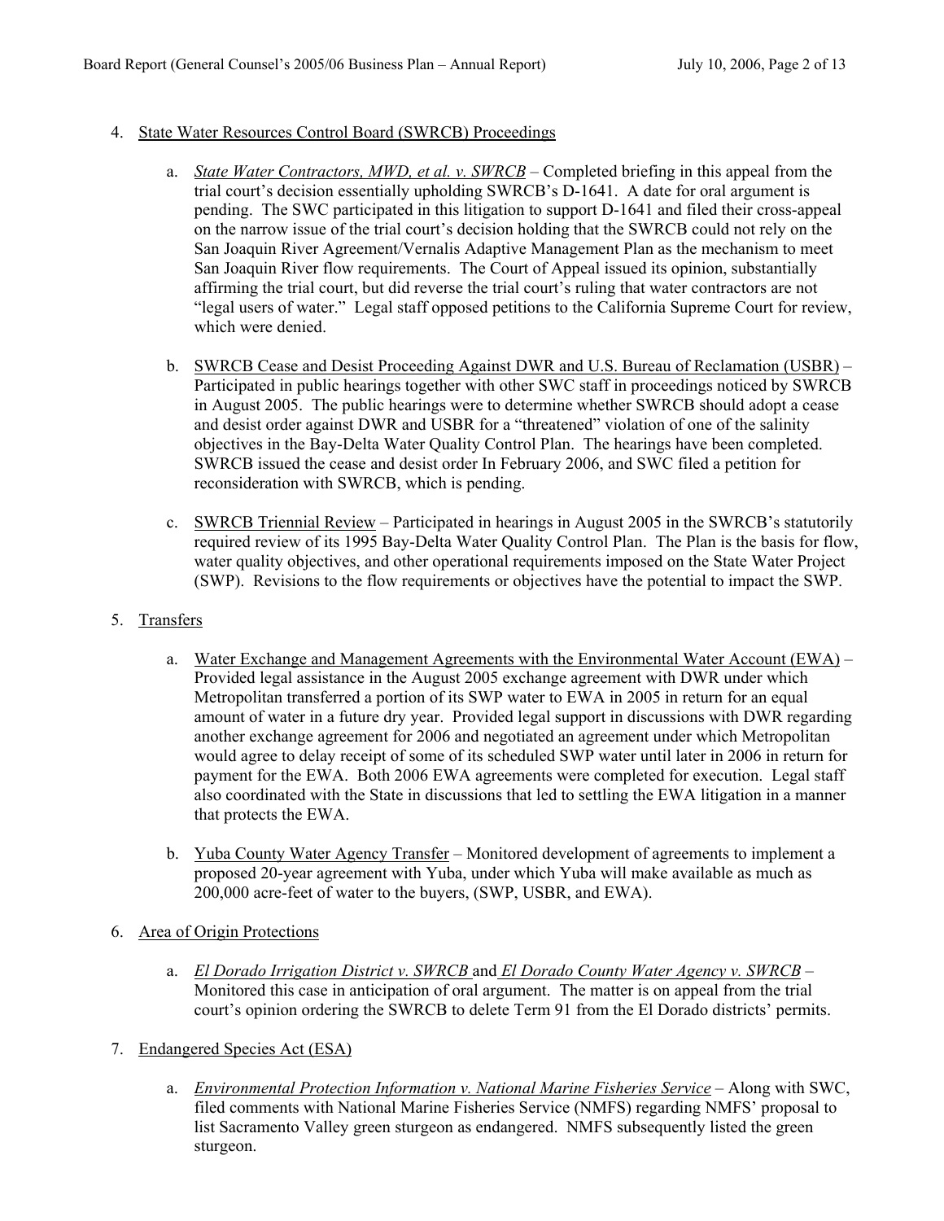4. <u>State Water Resources Control Board (SWRCB) Proceedings</u>

    a. *State Water Contractors, MWD, et al. v. SWRCB* – Completed briefing in this appeal from the trial court's decision essentially upholding SWRCB's D-1641. A date for oral argument is pending. The SWC participated in this litigation to support D-1641 and filed their cross-appeal on the narrow issue of the trial court's decision holding that the SWRCB could not rely on the San Joaquin River Agreement/Vernalis Adaptive Management Plan as the mechanism to meet San Joaquin River flow requirements. The Court of Appeal issued its opinion, substantially affirming the trial court, but did reverse the trial court's ruling that water contractors are not "legal users of water." Legal staff opposed petitions to the California Supreme Court for review, which were denied.

    b. <u>SWRCB Cease and Desist Proceeding Against DWR and U.S. Bureau of Reclamation (USBR)</u> – Participated in public hearings together with other SWC staff in proceedings noticed by SWRCB in August 2005. The public hearings were to determine whether SWRCB should adopt a cease and desist order against DWR and USBR for a "threatened" violation of one of the salinity objectives in the Bay-Delta Water Quality Control Plan. The hearings have been completed. SWRCB issued the cease and desist order In February 2006, and SWC filed a petition for reconsideration with SWRCB, which is pending.

    c. <u>SWRCB Triennial Review</u> – Participated in hearings in August 2005 in the SWRCB's statutorily required review of its 1995 Bay-Delta Water Quality Control Plan. The Plan is the basis for flow, water quality objectives, and other operational requirements imposed on the State Water Project (SWP). Revisions to the flow requirements or objectives have the potential to impact the SWP.

5. <u>Transfers</u>

    a. <u>Water Exchange and Management Agreements with the Environmental Water Account (EWA)</u> – Provided legal assistance in the August 2005 exchange agreement with DWR under which Metropolitan transferred a portion of its SWP water to EWA in 2005 in return for an equal amount of water in a future dry year. Provided legal support in discussions with DWR regarding another exchange agreement for 2006 and negotiated an agreement under which Metropolitan would agree to delay receipt of some of its scheduled SWP water until later in 2006 in return for payment for the EWA. Both 2006 EWA agreements were completed for execution. Legal staff also coordinated with the State in discussions that led to settling the EWA litigation in a manner that protects the EWA.

    b. <u>Yuba County Water Agency Transfer</u> – Monitored development of agreements to implement a proposed 20-year agreement with Yuba, under which Yuba will make available as much as 200,000 acre-feet of water to the buyers, (SWP, USBR, and EWA).

6. <u>Area of Origin Protections</u>

    a. *El Dorado Irrigation District v. SWRCB* and *El Dorado County Water Agency v. SWRCB* – Monitored this case in anticipation of oral argument. The matter is on appeal from the trial court's opinion ordering the SWRCB to delete Term 91 from the El Dorado districts' permits.

7. <u>Endangered Species Act (ESA)</u>

    a. *Environmental Protection Information v. National Marine Fisheries Service* – Along with SWC, filed comments with National Marine Fisheries Service (NMFS) regarding NMFS' proposal to list Sacramento Valley green sturgeon as endangered. NMFS subsequently listed the green sturgeon.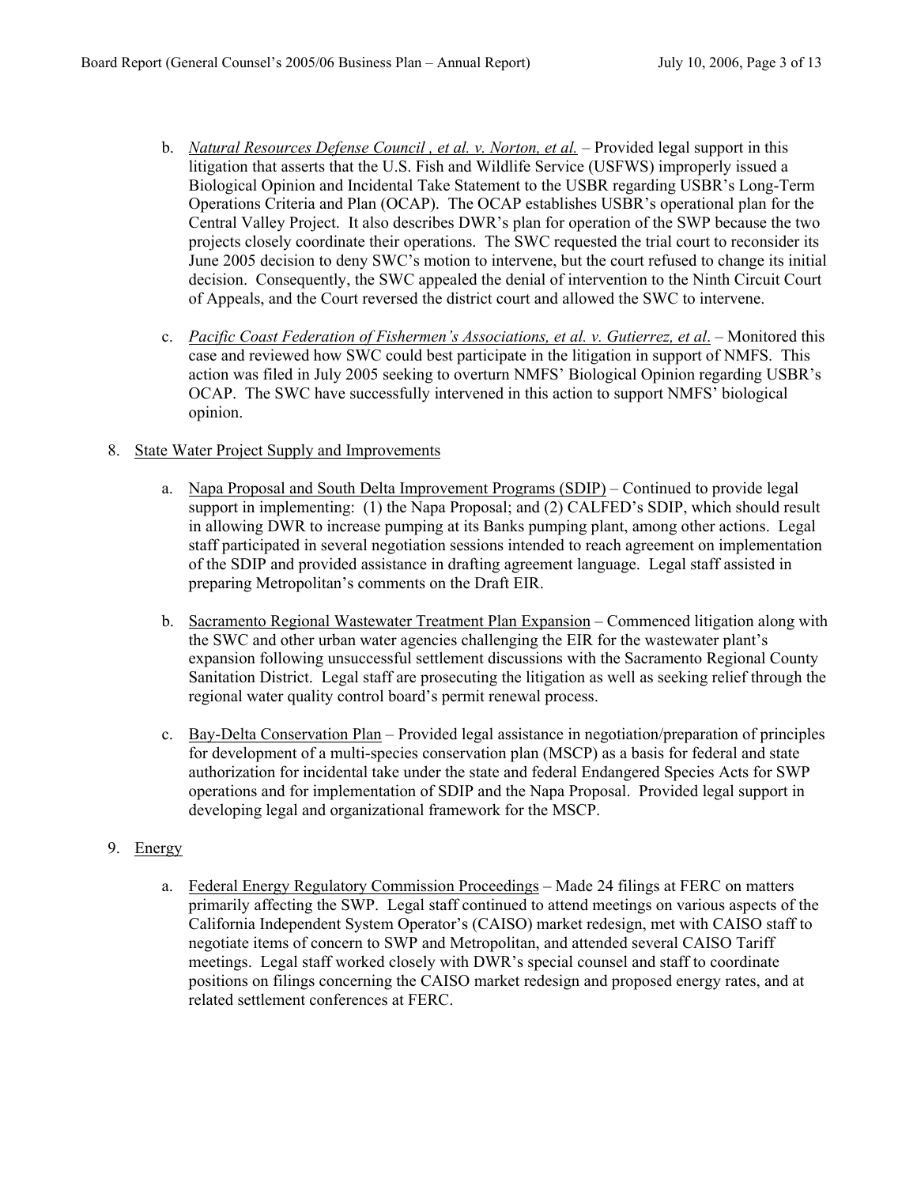b. *Natural Resources Defense Council , et al. v. Norton, et al.* – Provided legal support in this litigation that asserts that the U.S. Fish and Wildlife Service (USFWS) improperly issued a Biological Opinion and Incidental Take Statement to the USBR regarding USBR's Long-Term Operations Criteria and Plan (OCAP). The OCAP establishes USBR's operational plan for the Central Valley Project. It also describes DWR's plan for operation of the SWP because the two projects closely coordinate their operations. The SWC requested the trial court to reconsider its June 2005 decision to deny SWC's motion to intervene, but the court refused to change its initial decision. Consequently, the SWC appealed the denial of intervention to the Ninth Circuit Court of Appeals, and the Court reversed the district court and allowed the SWC to intervene.

c. *Pacific Coast Federation of Fishermen's Associations, et al. v. Gutierrez, et al*. – Monitored this case and reviewed how SWC could best participate in the litigation in support of NMFS. This action was filed in July 2005 seeking to overturn NMFS' Biological Opinion regarding USBR's OCAP. The SWC have successfully intervened in this action to support NMFS' biological opinion.

8. State Water Project Supply and Improvements

   a. Napa Proposal and South Delta Improvement Programs (SDIP) – Continued to provide legal support in implementing: (1) the Napa Proposal; and (2) CALFED's SDIP, which should result in allowing DWR to increase pumping at its Banks pumping plant, among other actions. Legal staff participated in several negotiation sessions intended to reach agreement on implementation of the SDIP and provided assistance in drafting agreement language. Legal staff assisted in preparing Metropolitan's comments on the Draft EIR.

   b. Sacramento Regional Wastewater Treatment Plan Expansion – Commenced litigation along with the SWC and other urban water agencies challenging the EIR for the wastewater plant's expansion following unsuccessful settlement discussions with the Sacramento Regional County Sanitation District. Legal staff are prosecuting the litigation as well as seeking relief through the regional water quality control board's permit renewal process.

   c. Bay-Delta Conservation Plan – Provided legal assistance in negotiation/preparation of principles for development of a multi-species conservation plan (MSCP) as a basis for federal and state authorization for incidental take under the state and federal Endangered Species Acts for SWP operations and for implementation of SDIP and the Napa Proposal. Provided legal support in developing legal and organizational framework for the MSCP.

9. Energy

   a. Federal Energy Regulatory Commission Proceedings – Made 24 filings at FERC on matters primarily affecting the SWP. Legal staff continued to attend meetings on various aspects of the California Independent System Operator's (CAISO) market redesign, met with CAISO staff to negotiate items of concern to SWP and Metropolitan, and attended several CAISO Tariff meetings. Legal staff worked closely with DWR's special counsel and staff to coordinate positions on filings concerning the CAISO market redesign and proposed energy rates, and at related settlement conferences at FERC.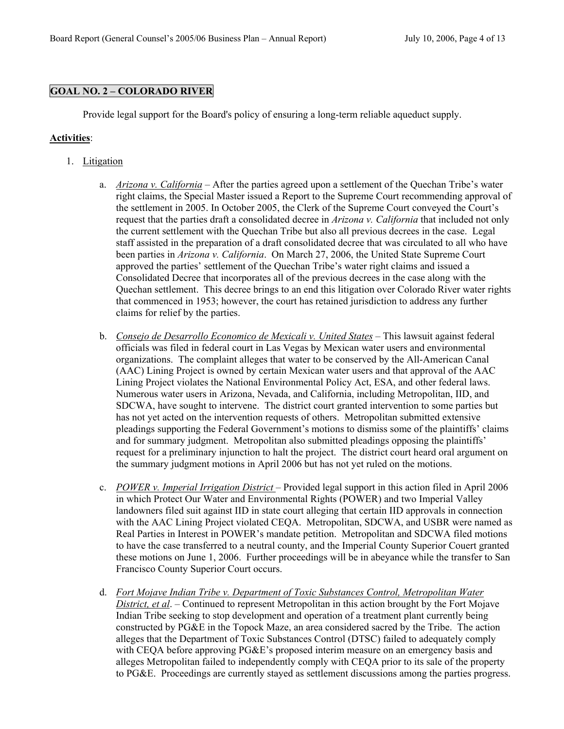## GOAL NO. 2 – COLORADO RIVER

Provide legal support for the Board's policy of ensuring a long-term reliable aqueduct supply.

**Activities**:

1. Litigation

    a. *Arizona v. California* – After the parties agreed upon a settlement of the Quechan Tribe's water right claims, the Special Master issued a Report to the Supreme Court recommending approval of the settlement in 2005. In October 2005, the Clerk of the Supreme Court conveyed the Court's request that the parties draft a consolidated decree in *Arizona v. California* that included not only the current settlement with the Quechan Tribe but also all previous decrees in the case. Legal staff assisted in the preparation of a draft consolidated decree that was circulated to all who have been parties in *Arizona v. California*. On March 27, 2006, the United State Supreme Court approved the parties' settlement of the Quechan Tribe's water right claims and issued a Consolidated Decree that incorporates all of the previous decrees in the case along with the Quechan settlement. This decree brings to an end this litigation over Colorado River water rights that commenced in 1953; however, the court has retained jurisdiction to address any further claims for relief by the parties.

    b. Consejo de Desarrollo Economico de Mexicali v. United States – This lawsuit against federal officials was filed in federal court in Las Vegas by Mexican water users and environmental organizations. The complaint alleges that water to be conserved by the All-American Canal (AAC) Lining Project is owned by certain Mexican water users and that approval of the AAC Lining Project violates the National Environmental Policy Act, ESA, and other federal laws. Numerous water users in Arizona, Nevada, and California, including Metropolitan, IID, and SDCWA, have sought to intervene. The district court granted intervention to some parties but has not yet acted on the intervention requests of others. Metropolitan submitted extensive pleadings supporting the Federal Government's motions to dismiss some of the plaintiffs' claims and for summary judgment. Metropolitan also submitted pleadings opposing the plaintiffs' request for a preliminary injunction to halt the project. The district court heard oral argument on the summary judgment motions in April 2006 but has not yet ruled on the motions.

    c. POWER v. Imperial Irrigation District – Provided legal support in this action filed in April 2006 in which Protect Our Water and Environmental Rights (POWER) and two Imperial Valley landowners filed suit against IID in state court alleging that certain IID approvals in connection with the AAC Lining Project violated CEQA. Metropolitan, SDCWA, and USBR were named as Real Parties in Interest in POWER's mandate petition. Metropolitan and SDCWA filed motions to have the case transferred to a neutral county, and the Imperial County Superior Couert granted these motions on June 1, 2006. Further proceedings will be in abeyance while the transfer to San Francisco County Superior Court occurs.

    d. Fort Mojave Indian Tribe v. Department of Toxic Substances Control, Metropolitan Water District, et al. – Continued to represent Metropolitan in this action brought by the Fort Mojave Indian Tribe seeking to stop development and operation of a treatment plant currently being constructed by PG&E in the Topock Maze, an area considered sacred by the Tribe. The action alleges that the Department of Toxic Substances Control (DTSC) failed to adequately comply with CEQA before approving PG&E's proposed interim measure on an emergency basis and alleges Metropolitan failed to independently comply with CEQA prior to its sale of the property to PG&E. Proceedings are currently stayed as settlement discussions among the parties progress.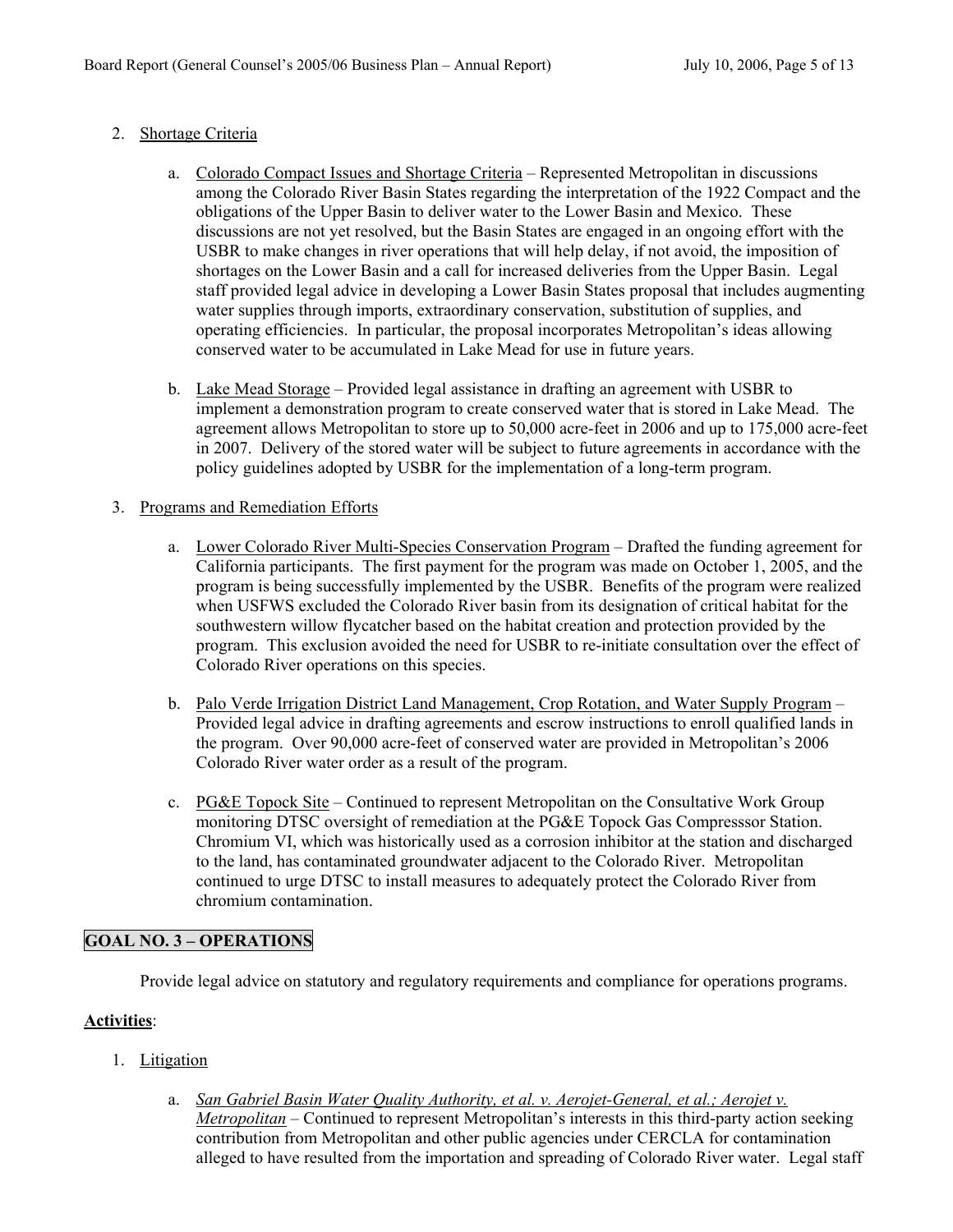2. Shortage Criteria

   a. Colorado Compact Issues and Shortage Criteria – Represented Metropolitan in discussions among the Colorado River Basin States regarding the interpretation of the 1922 Compact and the obligations of the Upper Basin to deliver water to the Lower Basin and Mexico. These discussions are not yet resolved, but the Basin States are engaged in an ongoing effort with the USBR to make changes in river operations that will help delay, if not avoid, the imposition of shortages on the Lower Basin and a call for increased deliveries from the Upper Basin. Legal staff provided legal advice in developing a Lower Basin States proposal that includes augmenting water supplies through imports, extraordinary conservation, substitution of supplies, and operating efficiencies. In particular, the proposal incorporates Metropolitan's ideas allowing conserved water to be accumulated in Lake Mead for use in future years.

   b. Lake Mead Storage – Provided legal assistance in drafting an agreement with USBR to implement a demonstration program to create conserved water that is stored in Lake Mead. The agreement allows Metropolitan to store up to 50,000 acre-feet in 2006 and up to 175,000 acre-feet in 2007. Delivery of the stored water will be subject to future agreements in accordance with the policy guidelines adopted by USBR for the implementation of a long-term program.

3. Programs and Remediation Efforts

   a. Lower Colorado River Multi-Species Conservation Program – Drafted the funding agreement for California participants. The first payment for the program was made on October 1, 2005, and the program is being successfully implemented by the USBR. Benefits of the program were realized when USFWS excluded the Colorado River basin from its designation of critical habitat for the southwestern willow flycatcher based on the habitat creation and protection provided by the program. This exclusion avoided the need for USBR to re-initiate consultation over the effect of Colorado River operations on this species.

   b. Palo Verde Irrigation District Land Management, Crop Rotation, and Water Supply Program – Provided legal advice in drafting agreements and escrow instructions to enroll qualified lands in the program. Over 90,000 acre-feet of conserved water are provided in Metropolitan's 2006 Colorado River water order as a result of the program.

   c. PG&E Topock Site – Continued to represent Metropolitan on the Consultative Work Group monitoring DTSC oversight of remediation at the PG&E Topock Gas Compresssor Station. Chromium VI, which was historically used as a corrosion inhibitor at the station and discharged to the land, has contaminated groundwater adjacent to the Colorado River. Metropolitan continued to urge DTSC to install measures to adequately protect the Colorado River from chromium contamination.

## GOAL NO. 3 – OPERATIONS

Provide legal advice on statutory and regulatory requirements and compliance for operations programs.

**Activities**:

1. Litigation

   a. *San Gabriel Basin Water Quality Authority, et al. v. Aerojet-General, et al.; Aerojet v. Metropolitan* – Continued to represent Metropolitan's interests in this third-party action seeking contribution from Metropolitan and other public agencies under CERCLA for contamination alleged to have resulted from the importation and spreading of Colorado River water. Legal staff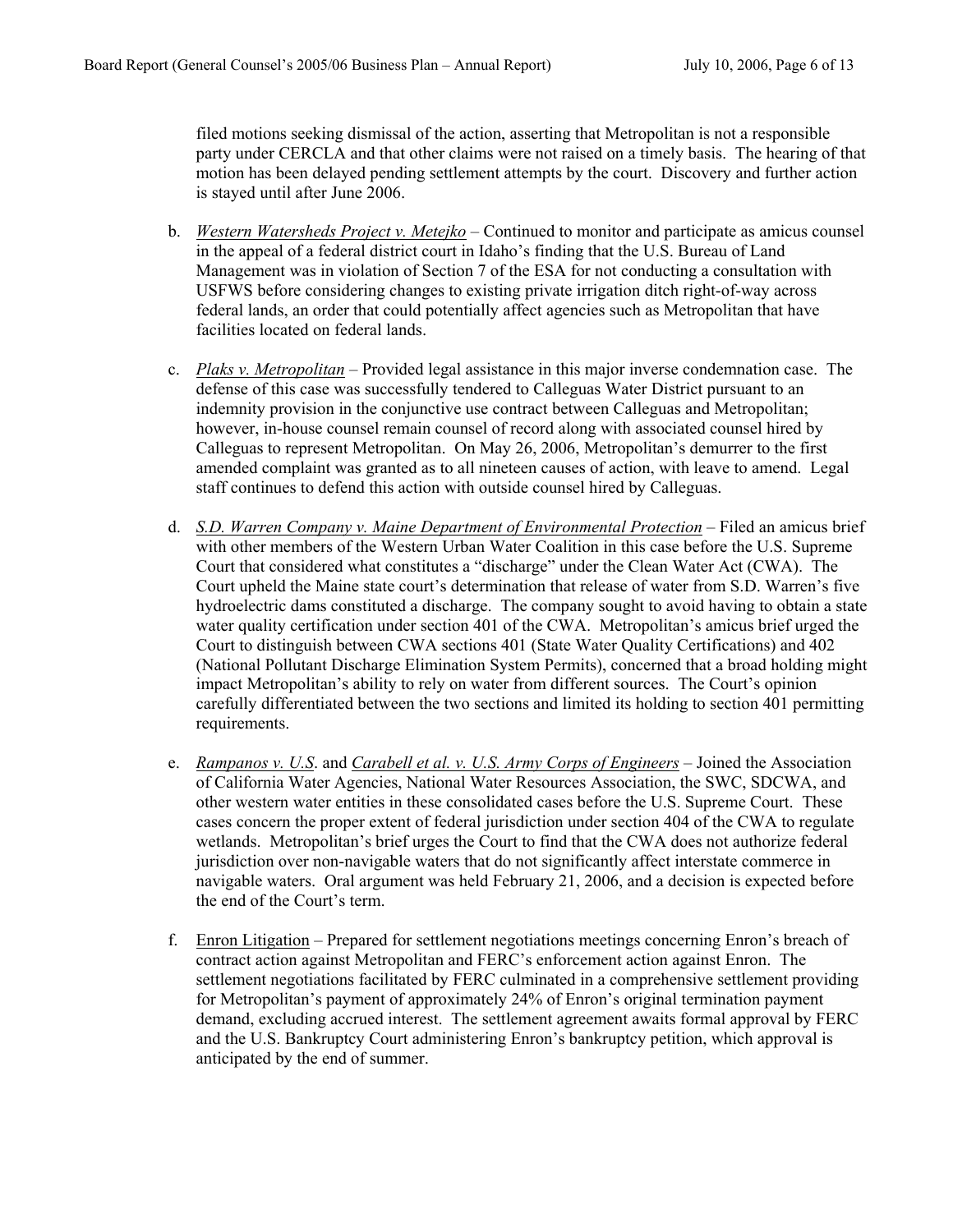filed motions seeking dismissal of the action, asserting that Metropolitan is not a responsible party under CERCLA and that other claims were not raised on a timely basis. The hearing of that motion has been delayed pending settlement attempts by the court. Discovery and further action is stayed until after June 2006.

b. _Western Watersheds Project v. Metejko_ – Continued to monitor and participate as amicus counsel in the appeal of a federal district court in Idaho's finding that the U.S. Bureau of Land Management was in violation of Section 7 of the ESA for not conducting a consultation with USFWS before considering changes to existing private irrigation ditch right-of-way across federal lands, an order that could potentially affect agencies such as Metropolitan that have facilities located on federal lands.

c. _Plaks v. Metropolitan_ – Provided legal assistance in this major inverse condemnation case. The defense of this case was successfully tendered to Calleguas Water District pursuant to an indemnity provision in the conjunctive use contract between Calleguas and Metropolitan; however, in-house counsel remain counsel of record along with associated counsel hired by Calleguas to represent Metropolitan. On May 26, 2006, Metropolitan's demurrer to the first amended complaint was granted as to all nineteen causes of action, with leave to amend. Legal staff continues to defend this action with outside counsel hired by Calleguas.

d. _S.D. Warren Company v. Maine Department of Environmental Protection_ – Filed an amicus brief with other members of the Western Urban Water Coalition in this case before the U.S. Supreme Court that considered what constitutes a "discharge" under the Clean Water Act (CWA). The Court upheld the Maine state court's determination that release of water from S.D. Warren's five hydroelectric dams constituted a discharge. The company sought to avoid having to obtain a state water quality certification under section 401 of the CWA. Metropolitan's amicus brief urged the Court to distinguish between CWA sections 401 (State Water Quality Certifications) and 402 (National Pollutant Discharge Elimination System Permits), concerned that a broad holding might impact Metropolitan's ability to rely on water from different sources. The Court's opinion carefully differentiated between the two sections and limited its holding to section 401 permitting requirements.

e. _Rampanos v. U.S._ and _Carabell et al. v. U.S. Army Corps of Engineers_ – Joined the Association of California Water Agencies, National Water Resources Association, the SWC, SDCWA, and other western water entities in these consolidated cases before the U.S. Supreme Court. These cases concern the proper extent of federal jurisdiction under section 404 of the CWA to regulate wetlands. Metropolitan's brief urges the Court to find that the CWA does not authorize federal jurisdiction over non-navigable waters that do not significantly affect interstate commerce in navigable waters. Oral argument was held February 21, 2006, and a decision is expected before the end of the Court's term.

f. Enron Litigation – Prepared for settlement negotiations meetings concerning Enron's breach of contract action against Metropolitan and FERC's enforcement action against Enron. The settlement negotiations facilitated by FERC culminated in a comprehensive settlement providing for Metropolitan's payment of approximately 24% of Enron's original termination payment demand, excluding accrued interest. The settlement agreement awaits formal approval by FERC and the U.S. Bankruptcy Court administering Enron's bankruptcy petition, which approval is anticipated by the end of summer.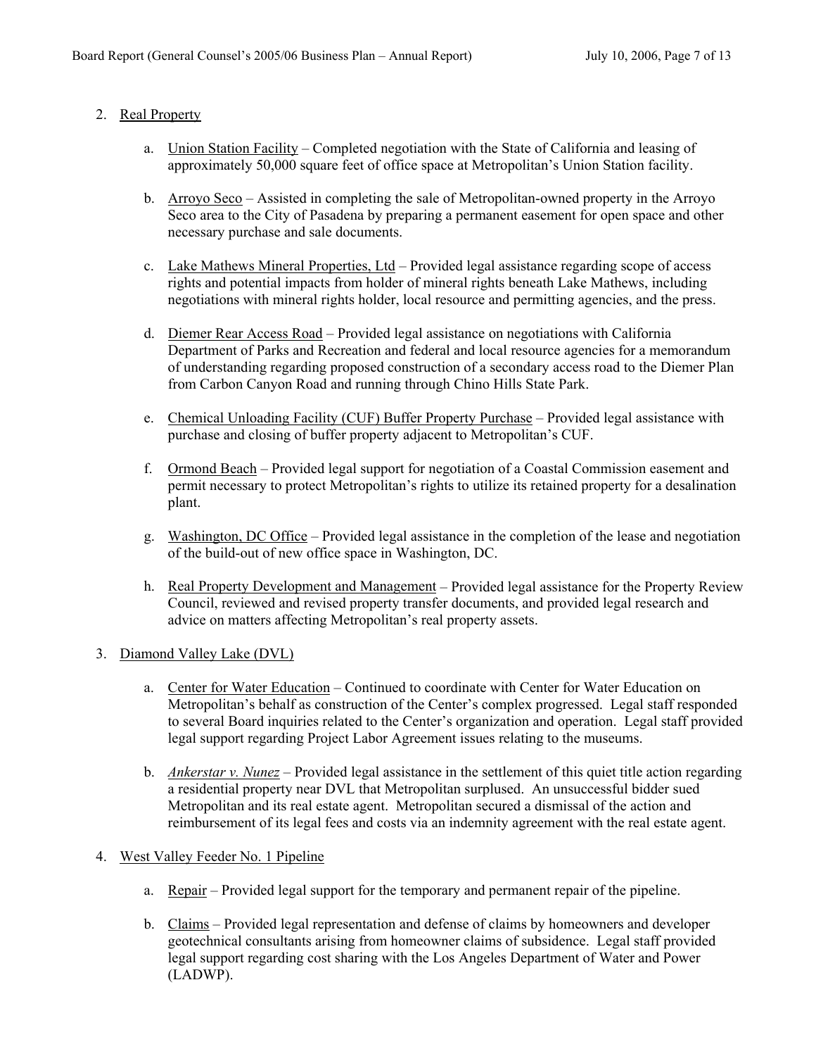2. Real Property

   a. Union Station Facility – Completed negotiation with the State of California and leasing of approximately 50,000 square feet of office space at Metropolitan's Union Station facility.

   b. Arroyo Seco – Assisted in completing the sale of Metropolitan-owned property in the Arroyo Seco area to the City of Pasadena by preparing a permanent easement for open space and other necessary purchase and sale documents.

   c. Lake Mathews Mineral Properties, Ltd – Provided legal assistance regarding scope of access rights and potential impacts from holder of mineral rights beneath Lake Mathews, including negotiations with mineral rights holder, local resource and permitting agencies, and the press.

   d. Diemer Rear Access Road – Provided legal assistance on negotiations with California Department of Parks and Recreation and federal and local resource agencies for a memorandum of understanding regarding proposed construction of a secondary access road to the Diemer Plan from Carbon Canyon Road and running through Chino Hills State Park.

   e. Chemical Unloading Facility (CUF) Buffer Property Purchase – Provided legal assistance with purchase and closing of buffer property adjacent to Metropolitan's CUF.

   f. Ormond Beach – Provided legal support for negotiation of a Coastal Commission easement and permit necessary to protect Metropolitan's rights to utilize its retained property for a desalination plant.

   g. Washington, DC Office – Provided legal assistance in the completion of the lease and negotiation of the build-out of new office space in Washington, DC.

   h. Real Property Development and Management – Provided legal assistance for the Property Review Council, reviewed and revised property transfer documents, and provided legal research and advice on matters affecting Metropolitan's real property assets.

3. Diamond Valley Lake (DVL)

   a. Center for Water Education – Continued to coordinate with Center for Water Education on Metropolitan's behalf as construction of the Center's complex progressed. Legal staff responded to several Board inquiries related to the Center's organization and operation. Legal staff provided legal support regarding Project Labor Agreement issues relating to the museums.

   b. *Ankerstar v. Nunez* – Provided legal assistance in the settlement of this quiet title action regarding a residential property near DVL that Metropolitan surplused. An unsuccessful bidder sued Metropolitan and its real estate agent. Metropolitan secured a dismissal of the action and reimbursement of its legal fees and costs via an indemnity agreement with the real estate agent.

4. West Valley Feeder No. 1 Pipeline

   a. Repair – Provided legal support for the temporary and permanent repair of the pipeline.

   b. Claims – Provided legal representation and defense of claims by homeowners and developer geotechnical consultants arising from homeowner claims of subsidence. Legal staff provided legal support regarding cost sharing with the Los Angeles Department of Water and Power (LADWP).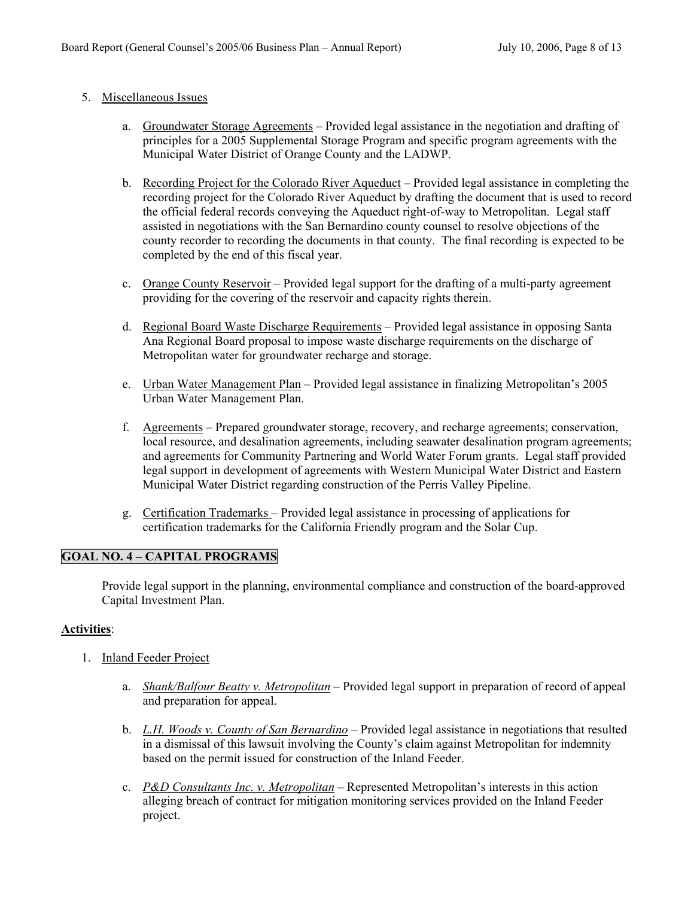5. Miscellaneous Issues

   a. Groundwater Storage Agreements – Provided legal assistance in the negotiation and drafting of principles for a 2005 Supplemental Storage Program and specific program agreements with the Municipal Water District of Orange County and the LADWP.

   b. Recording Project for the Colorado River Aqueduct – Provided legal assistance in completing the recording project for the Colorado River Aqueduct by drafting the document that is used to record the official federal records conveying the Aqueduct right-of-way to Metropolitan. Legal staff assisted in negotiations with the San Bernardino county counsel to resolve objections of the county recorder to recording the documents in that county. The final recording is expected to be completed by the end of this fiscal year.

   c. Orange County Reservoir – Provided legal support for the drafting of a multi-party agreement providing for the covering of the reservoir and capacity rights therein.

   d. Regional Board Waste Discharge Requirements – Provided legal assistance in opposing Santa Ana Regional Board proposal to impose waste discharge requirements on the discharge of Metropolitan water for groundwater recharge and storage.

   e. Urban Water Management Plan – Provided legal assistance in finalizing Metropolitan's 2005 Urban Water Management Plan.

   f. Agreements – Prepared groundwater storage, recovery, and recharge agreements; conservation, local resource, and desalination agreements, including seawater desalination program agreements; and agreements for Community Partnering and World Water Forum grants. Legal staff provided legal support in development of agreements with Western Municipal Water District and Eastern Municipal Water District regarding construction of the Perris Valley Pipeline.

   g. Certification Trademarks – Provided legal assistance in processing of applications for certification trademarks for the California Friendly program and the Solar Cup.

**GOAL NO. 4 – CAPITAL PROGRAMS**

Provide legal support in the planning, environmental compliance and construction of the board-approved Capital Investment Plan.

**Activities**:

1. Inland Feeder Project

   a. *Shank/Balfour Beatty v. Metropolitan* – Provided legal support in preparation of record of appeal and preparation for appeal.

   b. *L.H. Woods v. County of San Bernardino* – Provided legal assistance in negotiations that resulted in a dismissal of this lawsuit involving the County's claim against Metropolitan for indemnity based on the permit issued for construction of the Inland Feeder.

   c. *P&D Consultants Inc. v. Metropolitan* – Represented Metropolitan's interests in this action alleging breach of contract for mitigation monitoring services provided on the Inland Feeder project.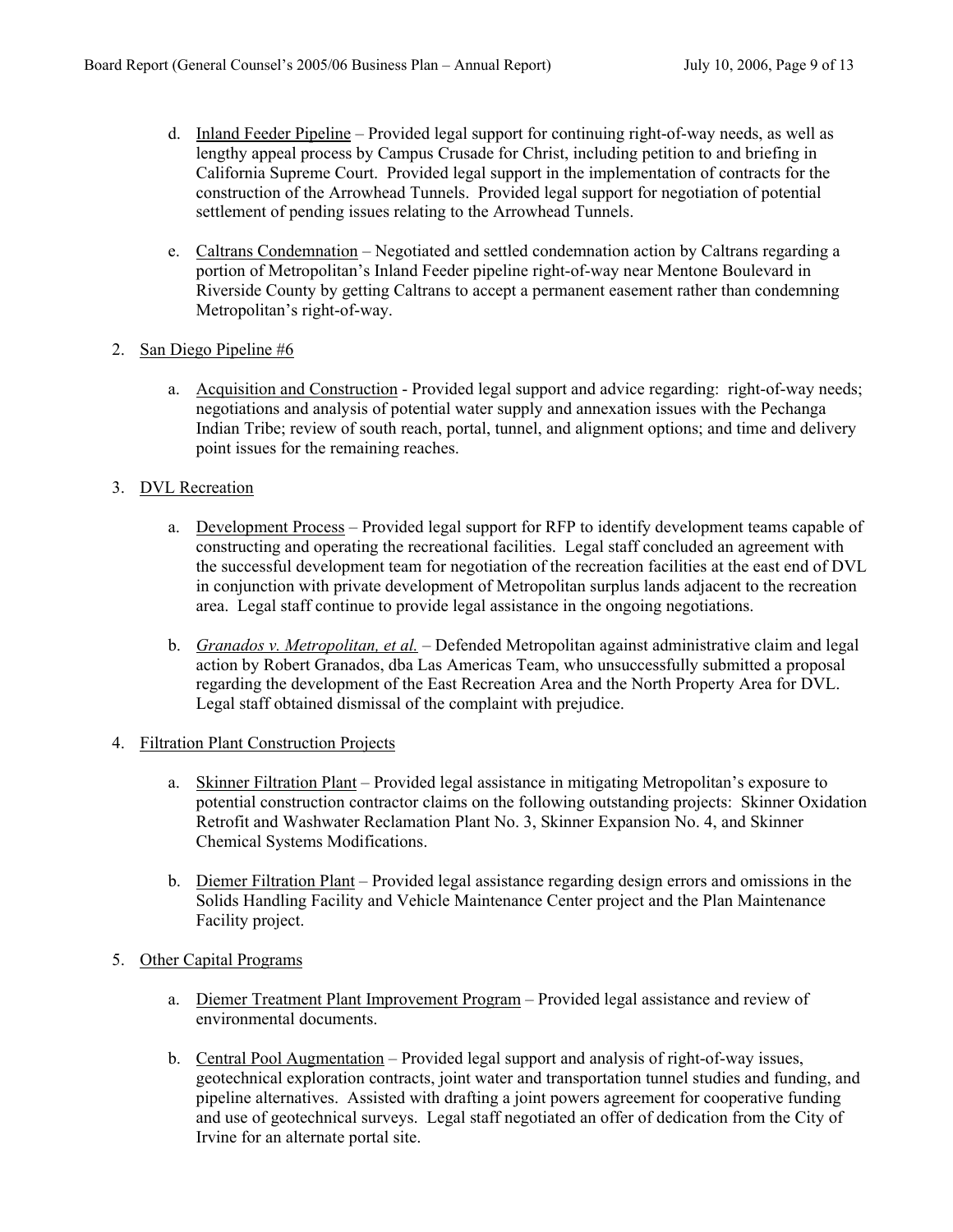d. Inland Feeder Pipeline – Provided legal support for continuing right-of-way needs, as well as lengthy appeal process by Campus Crusade for Christ, including petition to and briefing in California Supreme Court. Provided legal support in the implementation of contracts for the construction of the Arrowhead Tunnels. Provided legal support for negotiation of potential settlement of pending issues relating to the Arrowhead Tunnels.

e. Caltrans Condemnation – Negotiated and settled condemnation action by Caltrans regarding a portion of Metropolitan's Inland Feeder pipeline right-of-way near Mentone Boulevard in Riverside County by getting Caltrans to accept a permanent easement rather than condemning Metropolitan's right-of-way.

2. San Diego Pipeline #6

   a. Acquisition and Construction - Provided legal support and advice regarding: right-of-way needs; negotiations and analysis of potential water supply and annexation issues with the Pechanga Indian Tribe; review of south reach, portal, tunnel, and alignment options; and time and delivery point issues for the remaining reaches.

3. DVL Recreation

   a. Development Process – Provided legal support for RFP to identify development teams capable of constructing and operating the recreational facilities. Legal staff concluded an agreement with the successful development team for negotiation of the recreation facilities at the east end of DVL in conjunction with private development of Metropolitan surplus lands adjacent to the recreation area. Legal staff continue to provide legal assistance in the ongoing negotiations.

   b. *Granados v. Metropolitan, et al.* – Defended Metropolitan against administrative claim and legal action by Robert Granados, dba Las Americas Team, who unsuccessfully submitted a proposal regarding the development of the East Recreation Area and the North Property Area for DVL. Legal staff obtained dismissal of the complaint with prejudice.

4. Filtration Plant Construction Projects

   a. Skinner Filtration Plant – Provided legal assistance in mitigating Metropolitan's exposure to potential construction contractor claims on the following outstanding projects: Skinner Oxidation Retrofit and Washwater Reclamation Plant No. 3, Skinner Expansion No. 4, and Skinner Chemical Systems Modifications.

   b. Diemer Filtration Plant – Provided legal assistance regarding design errors and omissions in the Solids Handling Facility and Vehicle Maintenance Center project and the Plan Maintenance Facility project.

5. Other Capital Programs

   a. Diemer Treatment Plant Improvement Program – Provided legal assistance and review of environmental documents.

   b. Central Pool Augmentation – Provided legal support and analysis of right-of-way issues, geotechnical exploration contracts, joint water and transportation tunnel studies and funding, and pipeline alternatives. Assisted with drafting a joint powers agreement for cooperative funding and use of geotechnical surveys. Legal staff negotiated an offer of dedication from the City of Irvine for an alternate portal site.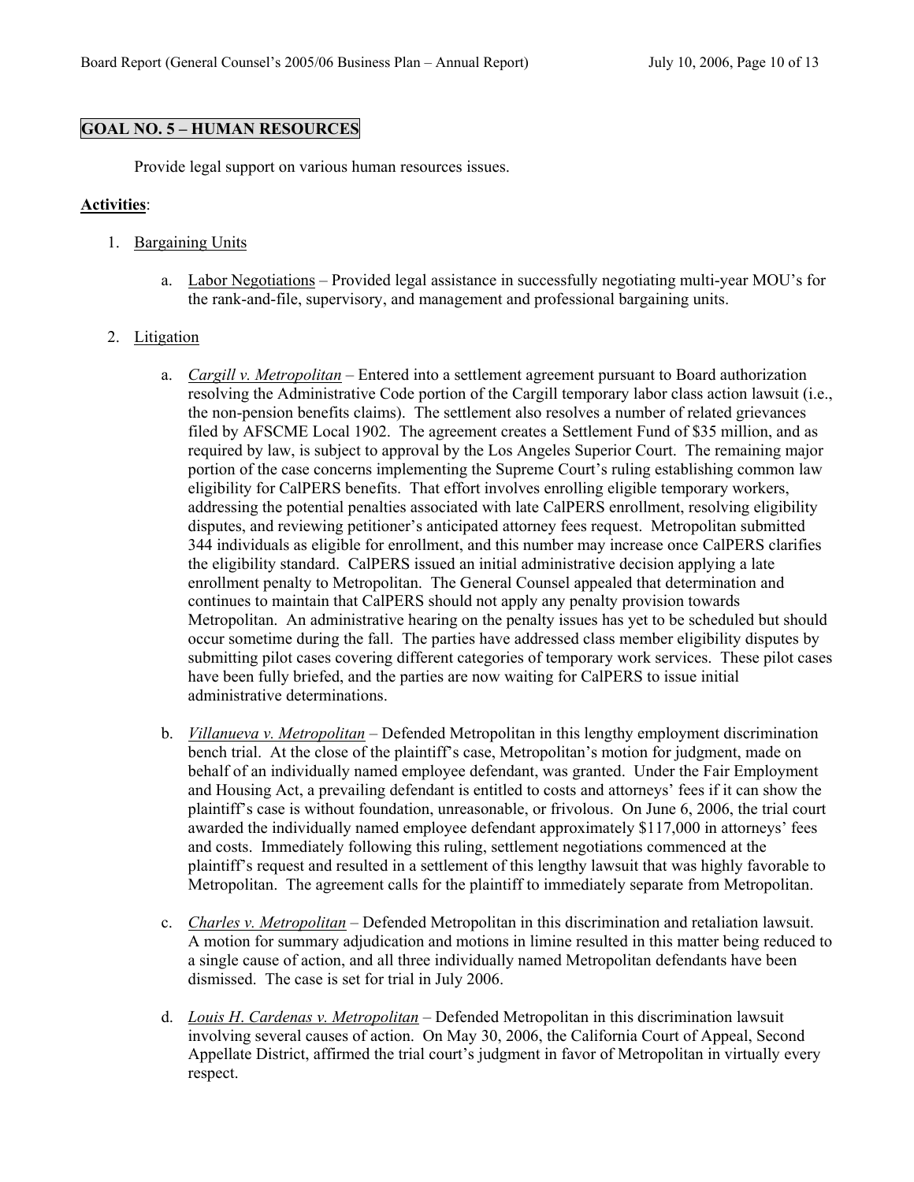## GOAL NO. 5 – HUMAN RESOURCES

Provide legal support on various human resources issues.

**Activities**:

1. Bargaining Units

   a. Labor Negotiations – Provided legal assistance in successfully negotiating multi-year MOU's for the rank-and-file, supervisory, and management and professional bargaining units.

2. Litigation

   a. *Cargill v. Metropolitan* – Entered into a settlement agreement pursuant to Board authorization resolving the Administrative Code portion of the Cargill temporary labor class action lawsuit (i.e., the non-pension benefits claims). The settlement also resolves a number of related grievances filed by AFSCME Local 1902. The agreement creates a Settlement Fund of $35 million, and as required by law, is subject to approval by the Los Angeles Superior Court. The remaining major portion of the case concerns implementing the Supreme Court's ruling establishing common law eligibility for CalPERS benefits. That effort involves enrolling eligible temporary workers, addressing the potential penalties associated with late CalPERS enrollment, resolving eligibility disputes, and reviewing petitioner's anticipated attorney fees request. Metropolitan submitted 344 individuals as eligible for enrollment, and this number may increase once CalPERS clarifies the eligibility standard. CalPERS issued an initial administrative decision applying a late enrollment penalty to Metropolitan. The General Counsel appealed that determination and continues to maintain that CalPERS should not apply any penalty provision towards Metropolitan. An administrative hearing on the penalty issues has yet to be scheduled but should occur sometime during the fall. The parties have addressed class member eligibility disputes by submitting pilot cases covering different categories of temporary work services. These pilot cases have been fully briefed, and the parties are now waiting for CalPERS to issue initial administrative determinations.

   b. *Villanueva v. Metropolitan* – Defended Metropolitan in this lengthy employment discrimination bench trial. At the close of the plaintiff's case, Metropolitan's motion for judgment, made on behalf of an individually named employee defendant, was granted. Under the Fair Employment and Housing Act, a prevailing defendant is entitled to costs and attorneys' fees if it can show the plaintiff's case is without foundation, unreasonable, or frivolous. On June 6, 2006, the trial court awarded the individually named employee defendant approximately $117,000 in attorneys' fees and costs. Immediately following this ruling, settlement negotiations commenced at the plaintiff's request and resulted in a settlement of this lengthy lawsuit that was highly favorable to Metropolitan. The agreement calls for the plaintiff to immediately separate from Metropolitan.

   c. *Charles v. Metropolitan* – Defended Metropolitan in this discrimination and retaliation lawsuit. A motion for summary adjudication and motions in limine resulted in this matter being reduced to a single cause of action, and all three individually named Metropolitan defendants have been dismissed. The case is set for trial in July 2006.

   d. *Louis H. Cardenas v. Metropolitan* – Defended Metropolitan in this discrimination lawsuit involving several causes of action. On May 30, 2006, the California Court of Appeal, Second Appellate District, affirmed the trial court's judgment in favor of Metropolitan in virtually every respect.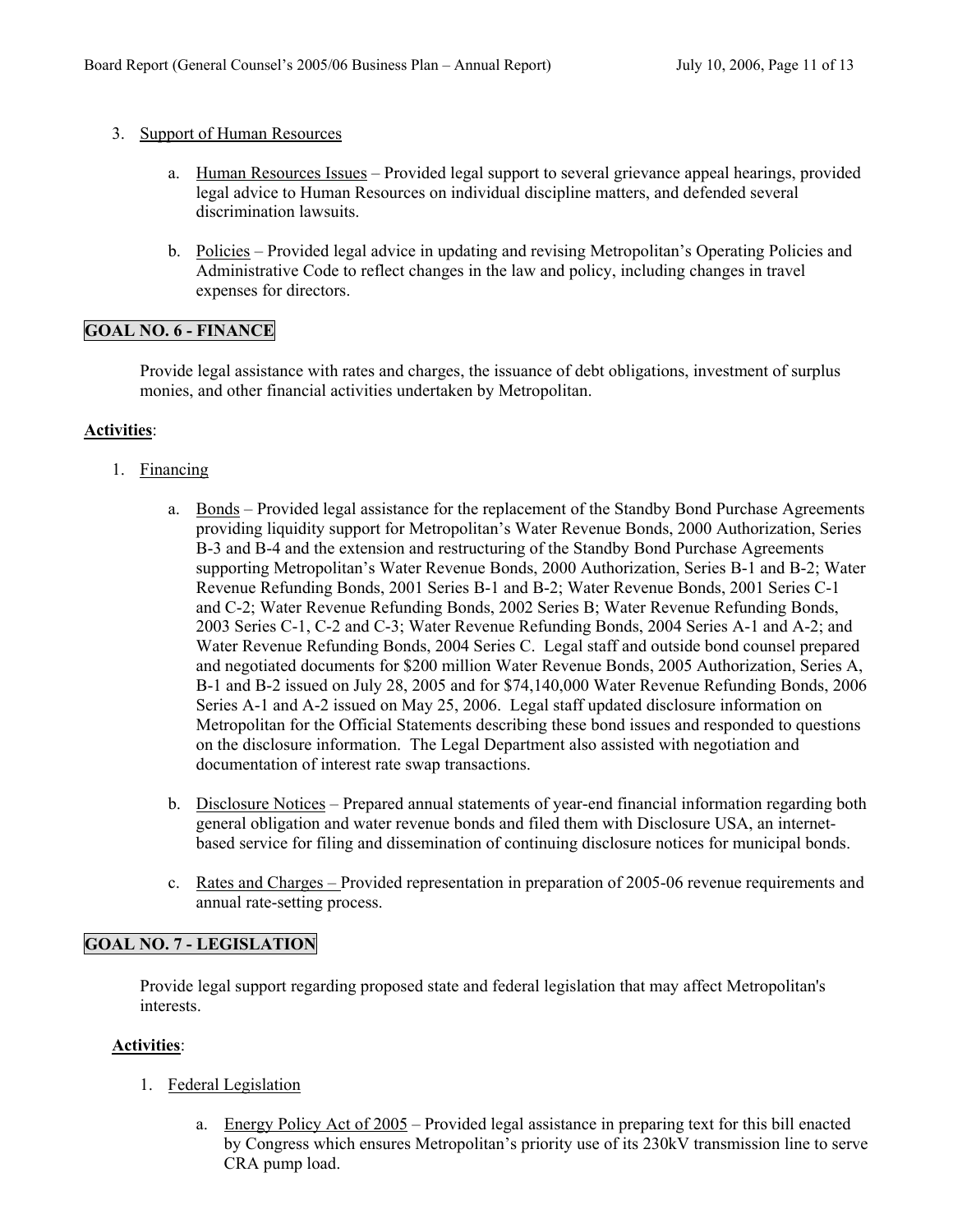3. <u>Support of Human Resources</u>

    a. <u>Human Resources Issues</u> – Provided legal support to several grievance appeal hearings, provided legal advice to Human Resources on individual discipline matters, and defended several discrimination lawsuits.

    b. <u>Policies</u> – Provided legal advice in updating and revising Metropolitan's Operating Policies and Administrative Code to reflect changes in the law and policy, including changes in travel expenses for directors.

## GOAL NO. 6 - FINANCE

Provide legal assistance with rates and charges, the issuance of debt obligations, investment of surplus monies, and other financial activities undertaken by Metropolitan.

**Activities**:

1. <u>Financing</u>

    a. <u>Bonds</u> – Provided legal assistance for the replacement of the Standby Bond Purchase Agreements providing liquidity support for Metropolitan's Water Revenue Bonds, 2000 Authorization, Series B-3 and B-4 and the extension and restructuring of the Standby Bond Purchase Agreements supporting Metropolitan's Water Revenue Bonds, 2000 Authorization, Series B-1 and B-2; Water Revenue Refunding Bonds, 2001 Series B-1 and B-2; Water Revenue Bonds, 2001 Series C-1 and C-2; Water Revenue Refunding Bonds, 2002 Series B; Water Revenue Refunding Bonds, 2003 Series C-1, C-2 and C-3; Water Revenue Refunding Bonds, 2004 Series A-1 and A-2; and Water Revenue Refunding Bonds, 2004 Series C. Legal staff and outside bond counsel prepared and negotiated documents for $200 million Water Revenue Bonds, 2005 Authorization, Series A, B-1 and B-2 issued on July 28, 2005 and for $74,140,000 Water Revenue Refunding Bonds, 2006 Series A-1 and A-2 issued on May 25, 2006. Legal staff updated disclosure information on Metropolitan for the Official Statements describing these bond issues and responded to questions on the disclosure information. The Legal Department also assisted with negotiation and documentation of interest rate swap transactions.

    b. <u>Disclosure Notices</u> – Prepared annual statements of year-end financial information regarding both general obligation and water revenue bonds and filed them with Disclosure USA, an internet-based service for filing and dissemination of continuing disclosure notices for municipal bonds.

    c. <u>Rates and Charges</u> – Provided representation in preparation of 2005-06 revenue requirements and annual rate-setting process.

## GOAL NO. 7 - LEGISLATION

Provide legal support regarding proposed state and federal legislation that may affect Metropolitan's interests.

**Activities**:

1. <u>Federal Legislation</u>

    a. <u>Energy Policy Act of 2005</u> – Provided legal assistance in preparing text for this bill enacted by Congress which ensures Metropolitan's priority use of its 230kV transmission line to serve CRA pump load.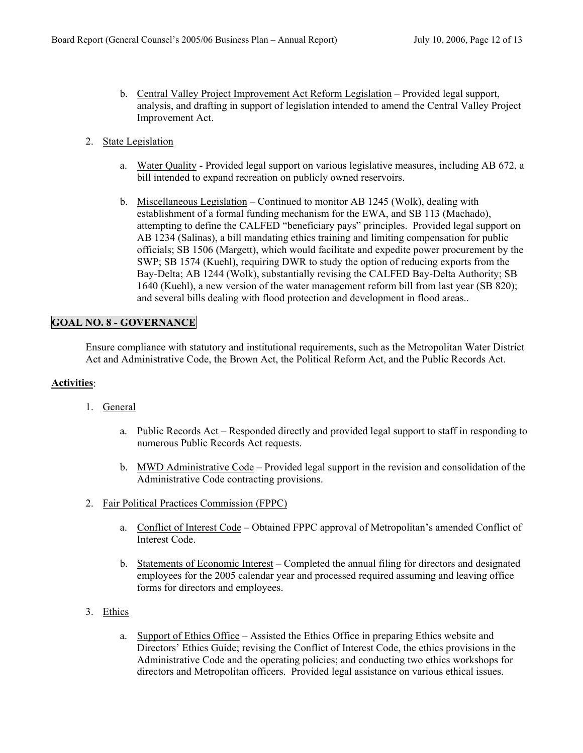b. Central Valley Project Improvement Act Reform Legislation – Provided legal support, analysis, and drafting in support of legislation intended to amend the Central Valley Project Improvement Act.

2. State Legislation

   a. Water Quality - Provided legal support on various legislative measures, including AB 672, a bill intended to expand recreation on publicly owned reservoirs.

   b. Miscellaneous Legislation – Continued to monitor AB 1245 (Wolk), dealing with establishment of a formal funding mechanism for the EWA, and SB 113 (Machado), attempting to define the CALFED "beneficiary pays" principles. Provided legal support on AB 1234 (Salinas), a bill mandating ethics training and limiting compensation for public officials; SB 1506 (Margett), which would facilitate and expedite power procurement by the SWP; SB 1574 (Kuehl), requiring DWR to study the option of reducing exports from the Bay-Delta; AB 1244 (Wolk), substantially revising the CALFED Bay-Delta Authority; SB 1640 (Kuehl), a new version of the water management reform bill from last year (SB 820); and several bills dealing with flood protection and development in flood areas..

## GOAL NO. 8 - GOVERNANCE

Ensure compliance with statutory and institutional requirements, such as the Metropolitan Water District Act and Administrative Code, the Brown Act, the Political Reform Act, and the Public Records Act.

**Activities**:

1. General

   a. Public Records Act – Responded directly and provided legal support to staff in responding to numerous Public Records Act requests.

   b. MWD Administrative Code – Provided legal support in the revision and consolidation of the Administrative Code contracting provisions.

2. Fair Political Practices Commission (FPPC)

   a. Conflict of Interest Code – Obtained FPPC approval of Metropolitan's amended Conflict of Interest Code.

   b. Statements of Economic Interest – Completed the annual filing for directors and designated employees for the 2005 calendar year and processed required assuming and leaving office forms for directors and employees.

3. Ethics

   a. Support of Ethics Office – Assisted the Ethics Office in preparing Ethics website and Directors' Ethics Guide; revising the Conflict of Interest Code, the ethics provisions in the Administrative Code and the operating policies; and conducting two ethics workshops for directors and Metropolitan officers. Provided legal assistance on various ethical issues.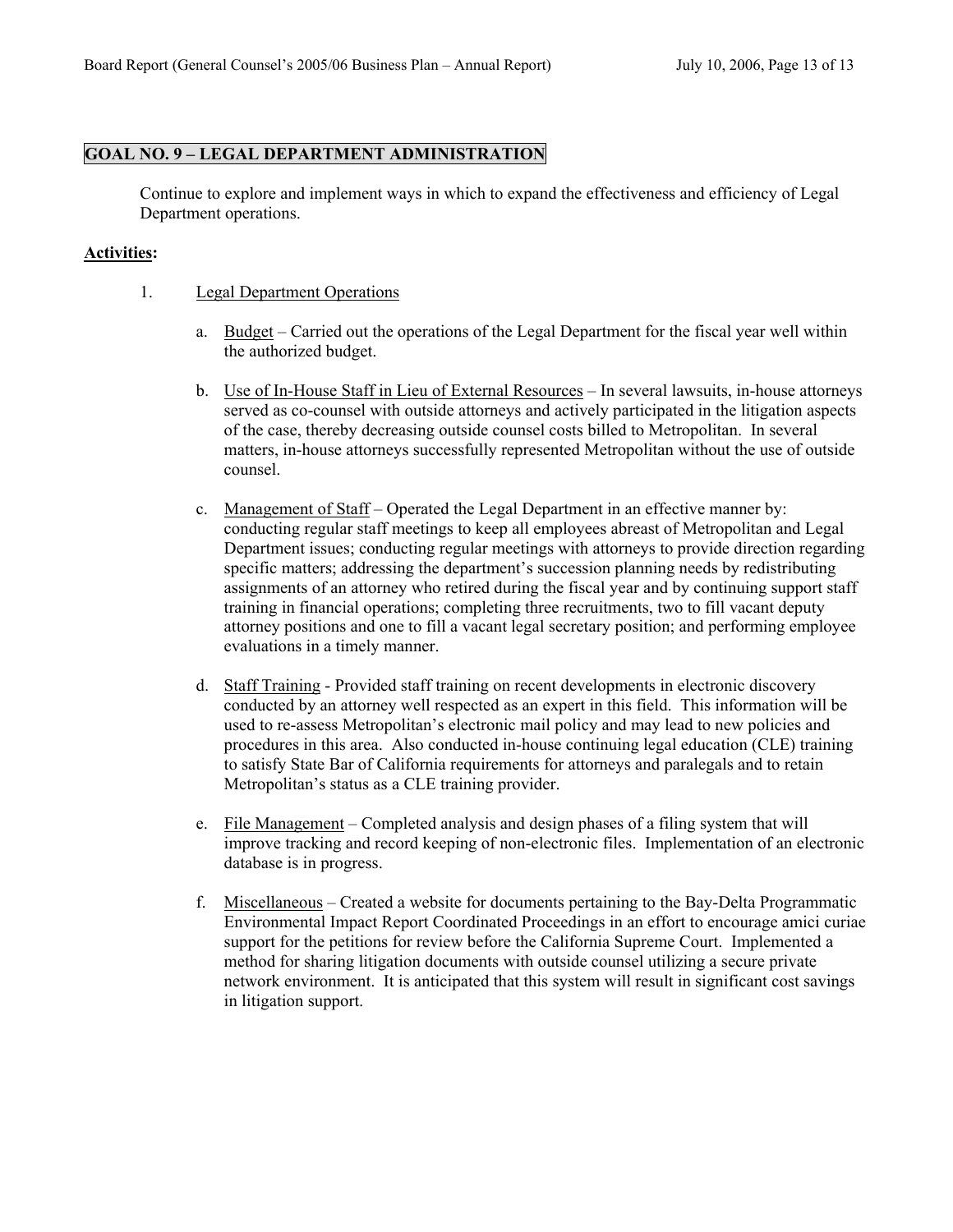## GOAL NO. 9 – LEGAL DEPARTMENT ADMINISTRATION

Continue to explore and implement ways in which to expand the effectiveness and efficiency of Legal Department operations.

**Activities:**

1. Legal Department Operations

   a. Budget – Carried out the operations of the Legal Department for the fiscal year well within the authorized budget.

   b. Use of In-House Staff in Lieu of External Resources – In several lawsuits, in-house attorneys served as co-counsel with outside attorneys and actively participated in the litigation aspects of the case, thereby decreasing outside counsel costs billed to Metropolitan. In several matters, in-house attorneys successfully represented Metropolitan without the use of outside counsel.

   c. Management of Staff – Operated the Legal Department in an effective manner by: conducting regular staff meetings to keep all employees abreast of Metropolitan and Legal Department issues; conducting regular meetings with attorneys to provide direction regarding specific matters; addressing the department's succession planning needs by redistributing assignments of an attorney who retired during the fiscal year and by continuing support staff training in financial operations; completing three recruitments, two to fill vacant deputy attorney positions and one to fill a vacant legal secretary position; and performing employee evaluations in a timely manner.

   d. Staff Training - Provided staff training on recent developments in electronic discovery conducted by an attorney well respected as an expert in this field. This information will be used to re-assess Metropolitan's electronic mail policy and may lead to new policies and procedures in this area. Also conducted in-house continuing legal education (CLE) training to satisfy State Bar of California requirements for attorneys and paralegals and to retain Metropolitan's status as a CLE training provider.

   e. File Management – Completed analysis and design phases of a filing system that will improve tracking and record keeping of non-electronic files. Implementation of an electronic database is in progress.

   f. Miscellaneous – Created a website for documents pertaining to the Bay-Delta Programmatic Environmental Impact Report Coordinated Proceedings in an effort to encourage amici curiae support for the petitions for review before the California Supreme Court. Implemented a method for sharing litigation documents with outside counsel utilizing a secure private network environment. It is anticipated that this system will result in significant cost savings in litigation support.